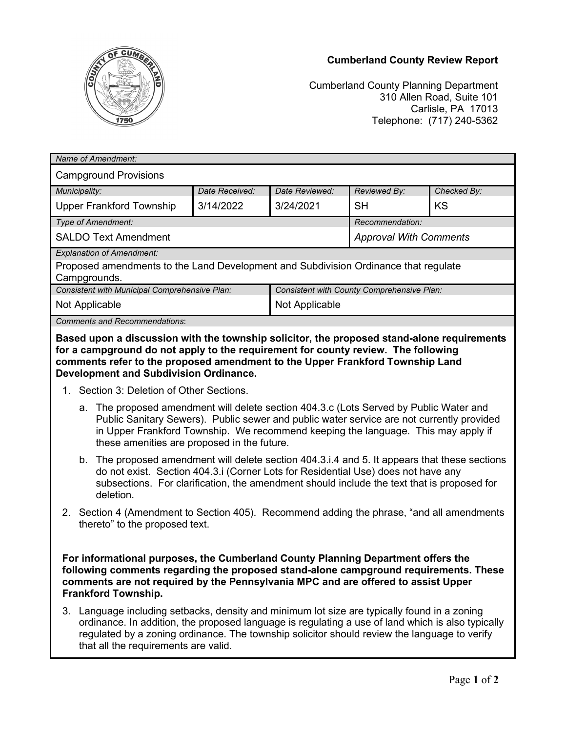**Cumberland County Review Report**

Cumberland County Planning Department
310 Allen Road, Suite 101
Carlisle, PA 17013
Telephone: (717) 240-5362

| *Name of Amendment:* | | | | |
|---|---|---|---|---|
| Campground Provisions | | | | |
| *Municipality:* | *Date Received:* | *Date Reviewed:* | *Reviewed By:* | *Checked By:* |
| Upper Frankford Township | 3/14/2022 | 3/24/2021 | SH | KS |
| *Type of Amendment:* | | | *Recommendation:* | |
| SALDO Text Amendment | | | *Approval With Comments* | |

*Explanation of Amendment:*

Proposed amendments to the Land Development and Subdivision Ordinance that regulate Campgrounds.

| *Consistent with Municipal Comprehensive Plan:* | *Consistent with County Comprehensive Plan:* |
|---|---|
| Not Applicable | Not Applicable |

*Comments and Recommendations*:

**Based upon a discussion with the township solicitor, the proposed stand-alone requirements for a campground do not apply to the requirement for county review. The following comments refer to the proposed amendment to the Upper Frankford Township Land Development and Subdivision Ordinance.**

1. Section 3: Deletion of Other Sections.
   a. The proposed amendment will delete section 404.3.c (Lots Served by Public Water and Public Sanitary Sewers). Public sewer and public water service are not currently provided in Upper Frankford Township. We recommend keeping the language. This may apply if these amenities are proposed in the future.
   b. The proposed amendment will delete section 404.3.i.4 and 5. It appears that these sections do not exist. Section 404.3.i (Corner Lots for Residential Use) does not have any subsections. For clarification, the amendment should include the text that is proposed for deletion.
2. Section 4 (Amendment to Section 405). Recommend adding the phrase, "and all amendments thereto" to the proposed text.

**For informational purposes, the Cumberland County Planning Department offers the following comments regarding the proposed stand-alone campground requirements. These comments are not required by the Pennsylvania MPC and are offered to assist Upper Frankford Township.**

3. Language including setbacks, density and minimum lot size are typically found in a zoning ordinance. In addition, the proposed language is regulating a use of land which is also typically regulated by a zoning ordinance. The township solicitor should review the language to verify that all the requirements are valid.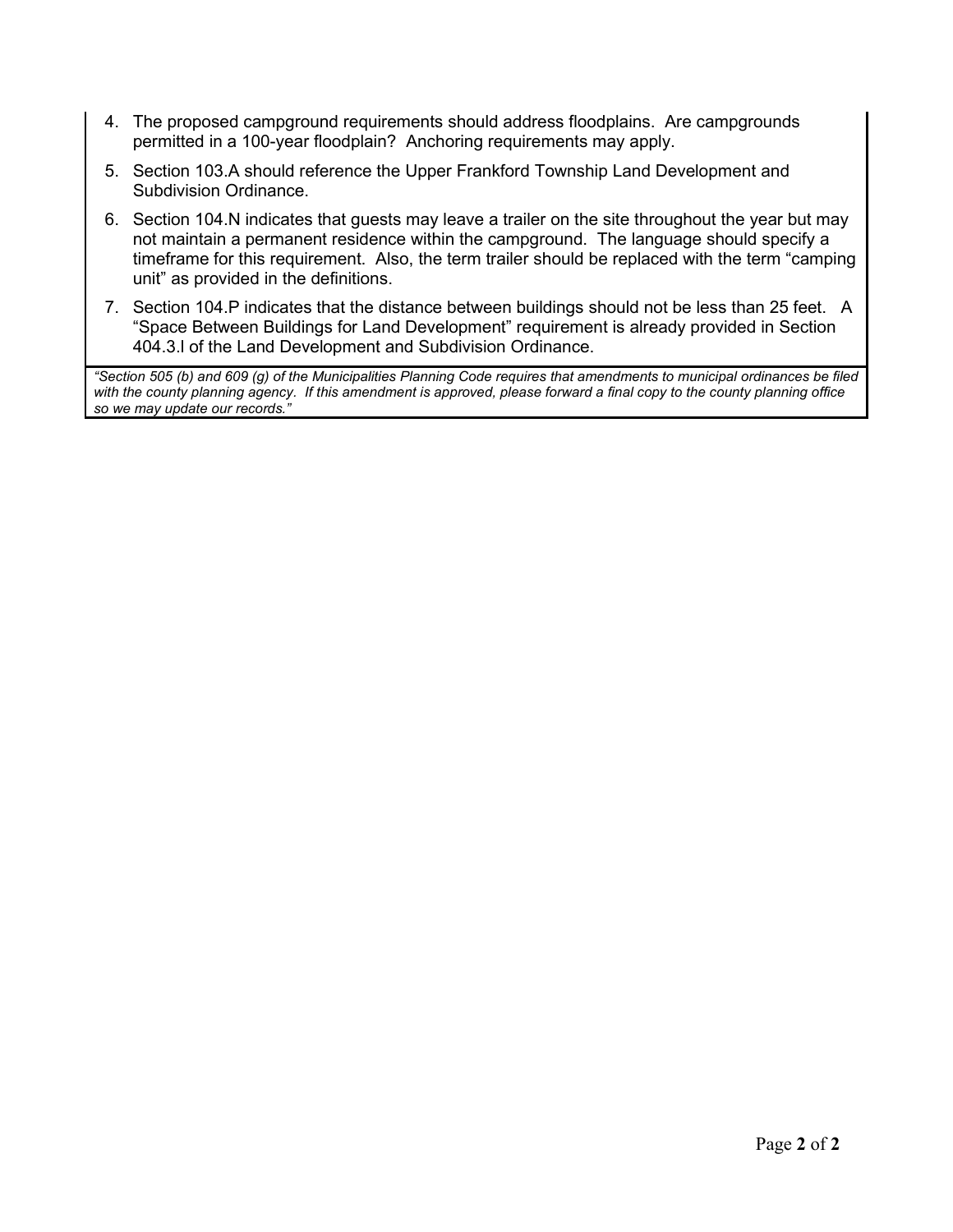4. The proposed campground requirements should address floodplains. Are campgrounds permitted in a 100-year floodplain? Anchoring requirements may apply.
5. Section 103.A should reference the Upper Frankford Township Land Development and Subdivision Ordinance.
6. Section 104.N indicates that guests may leave a trailer on the site throughout the year but may not maintain a permanent residence within the campground. The language should specify a timeframe for this requirement. Also, the term trailer should be replaced with the term "camping unit" as provided in the definitions.
7. Section 104.P indicates that the distance between buildings should not be less than 25 feet. A "Space Between Buildings for Land Development" requirement is already provided in Section 404.3.I of the Land Development and Subdivision Ordinance.

*"Section 505 (b) and 609 (g) of the Municipalities Planning Code requires that amendments to municipal ordinances be filed with the county planning agency. If this amendment is approved, please forward a final copy to the county planning office so we may update our records."*